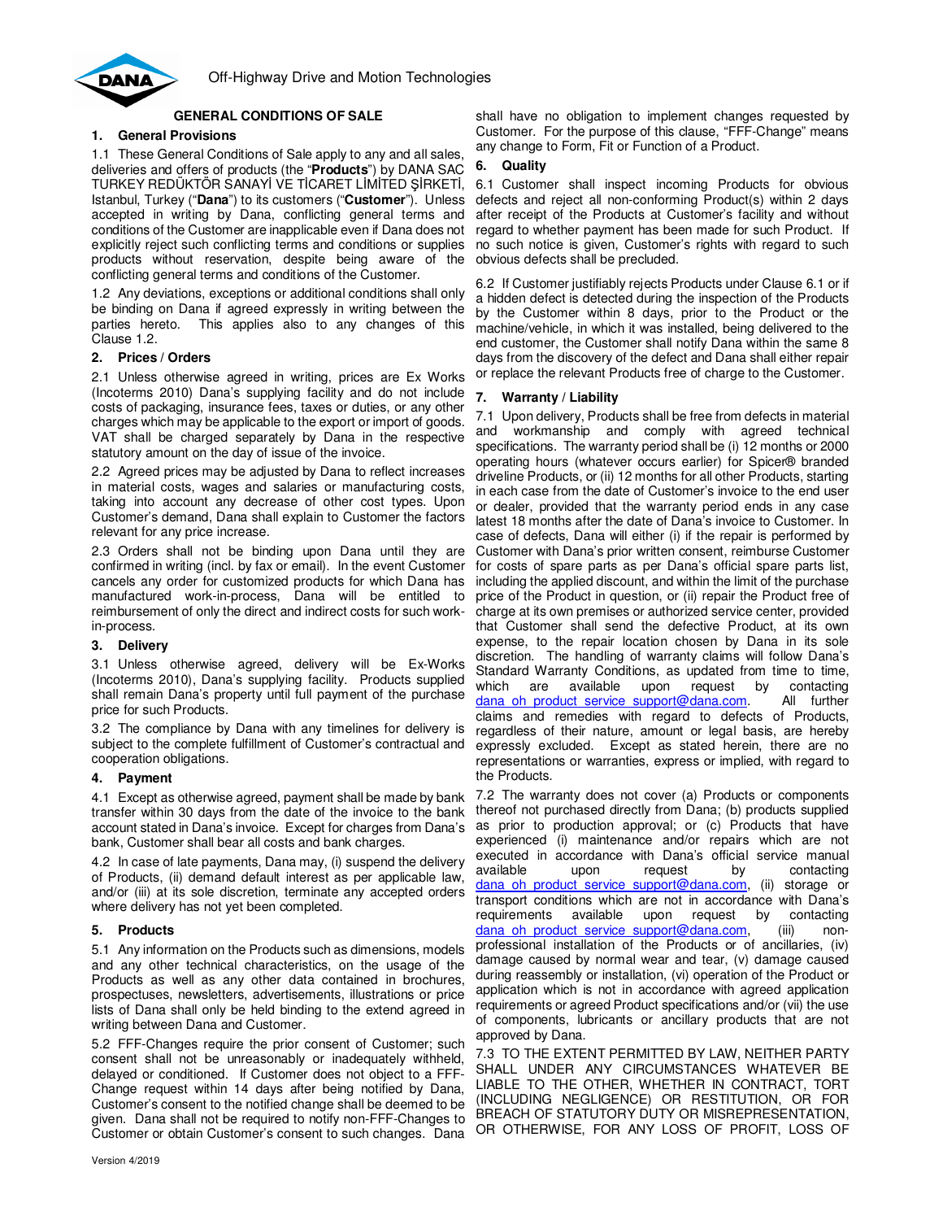Off-Highway Drive and Motion Technologies

# GENERAL CONDITIONS OF SALE

## 1. General Provisions

1.1 These General Conditions of Sale apply to any and all sales, deliveries and offers of products (the "**Products**") by DANA SAC TURKEY REDÜKTÖR SANAYİ VE TİCARET LİMİTED ŞİRKETİ, Istanbul, Turkey ("**Dana**") to its customers ("**Customer**"). Unless accepted in writing by Dana, conflicting general terms and conditions of the Customer are inapplicable even if Dana does not explicitly reject such conflicting terms and conditions or supplies products without reservation, despite being aware of the conflicting general terms and conditions of the Customer.

1.2 Any deviations, exceptions or additional conditions shall only be binding on Dana if agreed expressly in writing between the parties hereto. This applies also to any changes of this Clause 1.2.

## 2. Prices / Orders

2.1 Unless otherwise agreed in writing, prices are Ex Works (Incoterms 2010) Dana's supplying facility and do not include costs of packaging, insurance fees, taxes or duties, or any other charges which may be applicable to the export or import of goods. VAT shall be charged separately by Dana in the respective statutory amount on the day of issue of the invoice.

2.2 Agreed prices may be adjusted by Dana to reflect increases in material costs, wages and salaries or manufacturing costs, taking into account any decrease of other cost types. Upon Customer's demand, Dana shall explain to Customer the factors relevant for any price increase.

2.3 Orders shall not be binding upon Dana until they are confirmed in writing (incl. by fax or email). In the event Customer cancels any order for customized products for which Dana has manufactured work-in-process, Dana will be entitled to reimbursement of only the direct and indirect costs for such work-in-process.

## 3. Delivery

3.1 Unless otherwise agreed, delivery will be Ex-Works (Incoterms 2010), Dana's supplying facility. Products supplied shall remain Dana's property until full payment of the purchase price for such Products.

3.2 The compliance by Dana with any timelines for delivery is subject to the complete fulfillment of Customer's contractual and cooperation obligations.

## 4. Payment

4.1 Except as otherwise agreed, payment shall be made by bank transfer within 30 days from the date of the invoice to the bank account stated in Dana's invoice. Except for charges from Dana's bank, Customer shall bear all costs and bank charges.

4.2 In case of late payments, Dana may, (i) suspend the delivery of Products, (ii) demand default interest as per applicable law, and/or (iii) at its sole discretion, terminate any accepted orders where delivery has not yet been completed.

## 5. Products

5.1 Any information on the Products such as dimensions, models and any other technical characteristics, on the usage of the Products as well as any other data contained in brochures, prospectuses, newsletters, advertisements, illustrations or price lists of Dana shall only be held binding to the extend agreed in writing between Dana and Customer.

5.2 FFF-Changes require the prior consent of Customer; such consent shall not be unreasonably or inadequately withheld, delayed or conditioned. If Customer does not object to a FFF-Change request within 14 days after being notified by Dana, Customer's consent to the notified change shall be deemed to be given. Dana shall not be required to notify non-FFF-Changes to Customer or obtain Customer's consent to such changes. Dana shall have no obligation to implement changes requested by Customer. For the purpose of this clause, "FFF-Change" means any change to Form, Fit or Function of a Product.

## 6. Quality

6.1 Customer shall inspect incoming Products for obvious defects and reject all non-conforming Product(s) within 2 days after receipt of the Products at Customer's facility and without regard to whether payment has been made for such Product. If no such notice is given, Customer's rights with regard to such obvious defects shall be precluded.

6.2 If Customer justifiably rejects Products under Clause 6.1 or if a hidden defect is detected during the inspection of the Products by the Customer within 8 days, prior to the Product or the machine/vehicle, in which it was installed, being delivered to the end customer, the Customer shall notify Dana within the same 8 days from the discovery of the defect and Dana shall either repair or replace the relevant Products free of charge to the Customer.

## 7. Warranty / Liability

7.1 Upon delivery, Products shall be free from defects in material and workmanship and comply with agreed technical specifications. The warranty period shall be (i) 12 months or 2000 operating hours (whatever occurs earlier) for Spicer® branded driveline Products, or (ii) 12 months for all other Products, starting in each case from the date of Customer's invoice to the end user or dealer, provided that the warranty period ends in any case latest 18 months after the date of Dana's invoice to Customer. In case of defects, Dana will either (i) if the repair is performed by Customer with Dana's prior written consent, reimburse Customer for costs of spare parts as per Dana's official spare parts list, including the applied discount, and within the limit of the purchase price of the Product in question, or (ii) repair the Product free of charge at its own premises or authorized service center, provided that Customer shall send the defective Product, at its own expense, to the repair location chosen by Dana in its sole discretion. The handling of warranty claims will follow Dana's Standard Warranty Conditions, as updated from time to time, which are available upon request by contacting dana_oh_product_service_support@dana.com. All further claims and remedies with regard to defects of Products, regardless of their nature, amount or legal basis, are hereby expressly excluded. Except as stated herein, there are no representations or warranties, express or implied, with regard to the Products.

7.2 The warranty does not cover (a) Products or components thereof not purchased directly from Dana; (b) products supplied as prior to production approval; or (c) Products that have experienced (i) maintenance and/or repairs which are not executed in accordance with Dana's official service manual available upon request by contacting dana_oh_product_service_support@dana.com, (ii) storage or transport conditions which are not in accordance with Dana's requirements available upon request by contacting dana_oh_product_service_support@dana.com, (iii) non-professional installation of the Products or of ancillaries, (iv) damage caused by normal wear and tear, (v) damage caused during reassembly or installation, (vi) operation of the Product or application which is not in accordance with agreed application requirements or agreed Product specifications and/or (vii) the use of components, lubricants or ancillary products that are not approved by Dana.

7.3 TO THE EXTENT PERMITTED BY LAW, NEITHER PARTY SHALL UNDER ANY CIRCUMSTANCES WHATEVER BE LIABLE TO THE OTHER, WHETHER IN CONTRACT, TORT (INCLUDING NEGLIGENCE) OR RESTITUTION, OR FOR BREACH OF STATUTORY DUTY OR MISREPRESENTATION, OR OTHERWISE, FOR ANY LOSS OF PROFIT, LOSS OF

Version 4/2019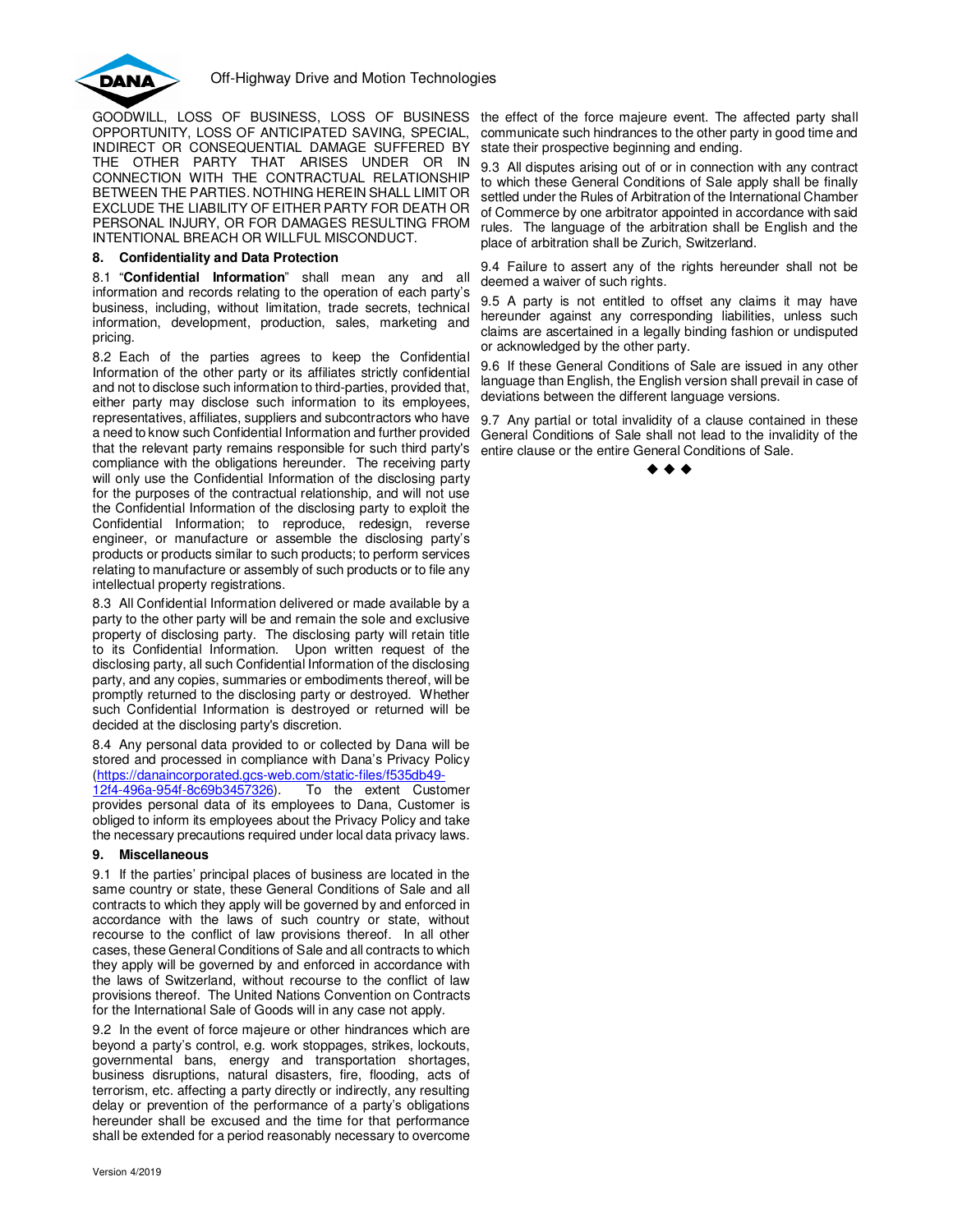GOODWILL, LOSS OF BUSINESS, LOSS OF BUSINESS OPPORTUNITY, LOSS OF ANTICIPATED SAVING, SPECIAL, INDIRECT OR CONSEQUENTIAL DAMAGE SUFFERED BY THE OTHER PARTY THAT ARISES UNDER OR IN CONNECTION WITH THE CONTRACTUAL RELATIONSHIP BETWEEN THE PARTIES. NOTHING HEREIN SHALL LIMIT OR EXCLUDE THE LIABILITY OF EITHER PARTY FOR DEATH OR PERSONAL INJURY, OR FOR DAMAGES RESULTING FROM INTENTIONAL BREACH OR WILLFUL MISCONDUCT.

**8. Confidentiality and Data Protection**

8.1 "**Confidential Information**" shall mean any and all information and records relating to the operation of each party's business, including, without limitation, trade secrets, technical information, development, production, sales, marketing and pricing.

8.2 Each of the parties agrees to keep the Confidential Information of the other party or its affiliates strictly confidential and not to disclose such information to third-parties, provided that, either party may disclose such information to its employees, representatives, affiliates, suppliers and subcontractors who have a need to know such Confidential Information and further provided that the relevant party remains responsible for such third party's compliance with the obligations hereunder. The receiving party will only use the Confidential Information of the disclosing party for the purposes of the contractual relationship, and will not use the Confidential Information of the disclosing party to exploit the Confidential Information; to reproduce, redesign, reverse engineer, or manufacture or assemble the disclosing party's products or products similar to such products; to perform services relating to manufacture or assembly of such products or to file any intellectual property registrations.

8.3 All Confidential Information delivered or made available by a party to the other party will be and remain the sole and exclusive property of disclosing party. The disclosing party will retain title to its Confidential Information. Upon written request of the disclosing party, all such Confidential Information of the disclosing party, and any copies, summaries or embodiments thereof, will be promptly returned to the disclosing party or destroyed. Whether such Confidential Information is destroyed or returned will be decided at the disclosing party's discretion.

8.4 Any personal data provided to or collected by Dana will be stored and processed in compliance with Dana's Privacy Policy (https://danaincorporated.gcs-web.com/static-files/f535db49-12f4-496a-954f-8c69b3457326). To the extent Customer provides personal data of its employees to Dana, Customer is obliged to inform its employees about the Privacy Policy and take the necessary precautions required under local data privacy laws.

**9. Miscellaneous**

9.1 If the parties' principal places of business are located in the same country or state, these General Conditions of Sale and all contracts to which they apply will be governed by and enforced in accordance with the laws of such country or state, without recourse to the conflict of law provisions thereof. In all other cases, these General Conditions of Sale and all contracts to which they apply will be governed by and enforced in accordance with the laws of Switzerland, without recourse to the conflict of law provisions thereof. The United Nations Convention on Contracts for the International Sale of Goods will in any case not apply.

9.2 In the event of force majeure or other hindrances which are beyond a party's control, e.g. work stoppages, strikes, lockouts, governmental bans, energy and transportation shortages, business disruptions, natural disasters, fire, flooding, acts of terrorism, etc. affecting a party directly or indirectly, any resulting delay or prevention of the performance of a party's obligations hereunder shall be excused and the time for that performance shall be extended for a period reasonably necessary to overcome the effect of the force majeure event. The affected party shall communicate such hindrances to the other party in good time and state their prospective beginning and ending.

9.3 All disputes arising out of or in connection with any contract to which these General Conditions of Sale apply shall be finally settled under the Rules of Arbitration of the International Chamber of Commerce by one arbitrator appointed in accordance with said rules. The language of the arbitration shall be English and the place of arbitration shall be Zurich, Switzerland.

9.4 Failure to assert any of the rights hereunder shall not be deemed a waiver of such rights.

9.5 A party is not entitled to offset any claims it may have hereunder against any corresponding liabilities, unless such claims are ascertained in a legally binding fashion or undisputed or acknowledged by the other party.

9.6 If these General Conditions of Sale are issued in any other language than English, the English version shall prevail in case of deviations between the different language versions.

9.7 Any partial or total invalidity of a clause contained in these General Conditions of Sale shall not lead to the invalidity of the entire clause or the entire General Conditions of Sale.

◆ ◆ ◆